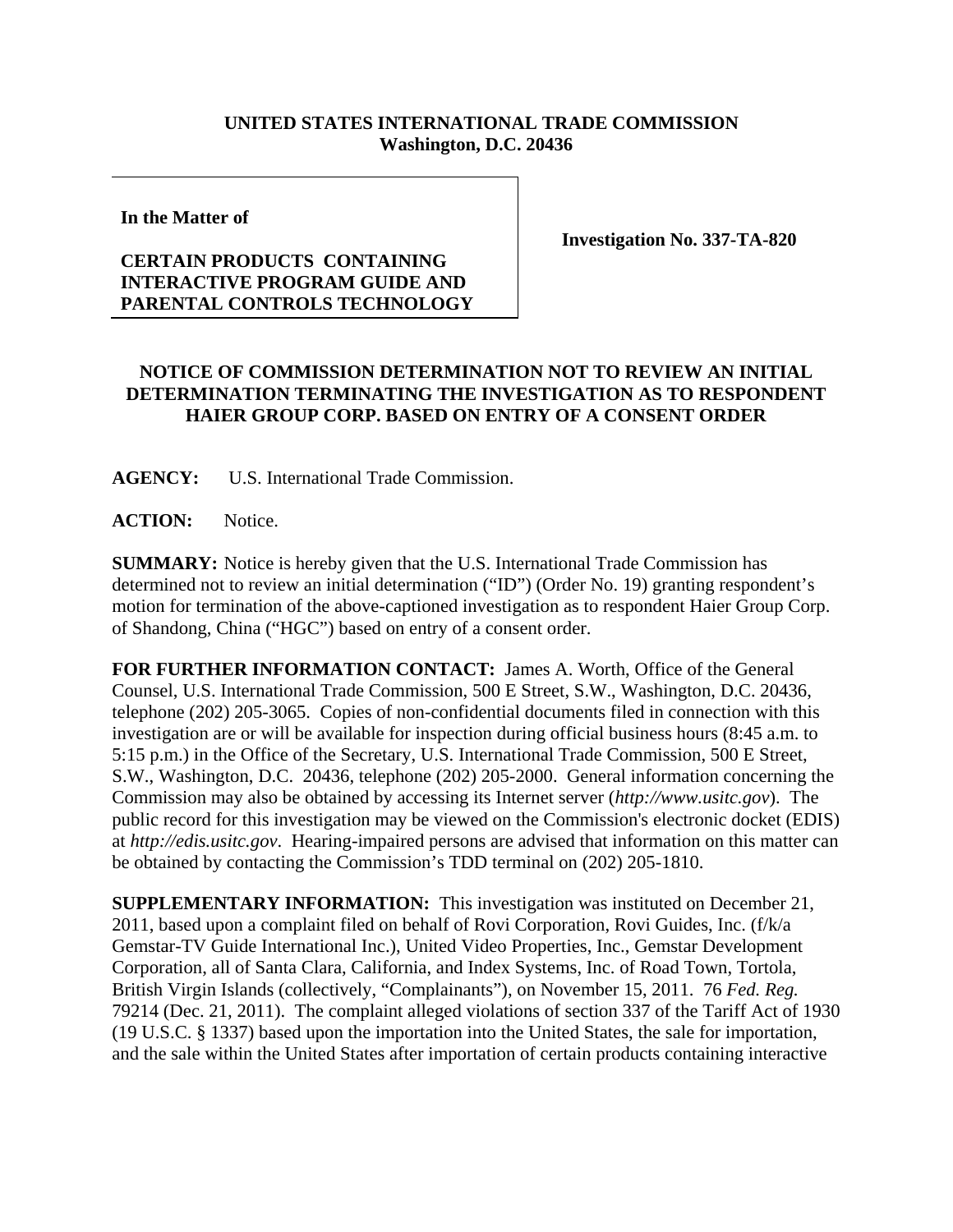**UNITED STATES INTERNATIONAL TRADE COMMISSION**
**Washington, D.C. 20436**

| | |
|---|---|
| **In the Matter of**<br><br>**CERTAIN PRODUCTS CONTAINING INTERACTIVE PROGRAM GUIDE AND PARENTAL CONTROLS TECHNOLOGY** | **Investigation No. 337-TA-820** |

## NOTICE OF COMMISSION DETERMINATION NOT TO REVIEW AN INITIAL DETERMINATION TERMINATING THE INVESTIGATION AS TO RESPONDENT HAIER GROUP CORP. BASED ON ENTRY OF A CONSENT ORDER

**AGENCY:** U.S. International Trade Commission.

**ACTION:** Notice.

**SUMMARY:** Notice is hereby given that the U.S. International Trade Commission has determined not to review an initial determination ("ID") (Order No. 19) granting respondent's motion for termination of the above-captioned investigation as to respondent Haier Group Corp. of Shandong, China ("HGC") based on entry of a consent order.

**FOR FURTHER INFORMATION CONTACT:** James A. Worth, Office of the General Counsel, U.S. International Trade Commission, 500 E Street, S.W., Washington, D.C. 20436, telephone (202) 205-3065. Copies of non-confidential documents filed in connection with this investigation are or will be available for inspection during official business hours (8:45 a.m. to 5:15 p.m.) in the Office of the Secretary, U.S. International Trade Commission, 500 E Street, S.W., Washington, D.C. 20436, telephone (202) 205-2000. General information concerning the Commission may also be obtained by accessing its Internet server (*http://www.usitc.gov*). The public record for this investigation may be viewed on the Commission's electronic docket (EDIS) at *http://edis.usitc.gov*. Hearing-impaired persons are advised that information on this matter can be obtained by contacting the Commission's TDD terminal on (202) 205-1810.

**SUPPLEMENTARY INFORMATION:** This investigation was instituted on December 21, 2011, based upon a complaint filed on behalf of Rovi Corporation, Rovi Guides, Inc. (f/k/a Gemstar-TV Guide International Inc.), United Video Properties, Inc., Gemstar Development Corporation, all of Santa Clara, California, and Index Systems, Inc. of Road Town, Tortola, British Virgin Islands (collectively, "Complainants"), on November 15, 2011. 76 *Fed. Reg.* 79214 (Dec. 21, 2011). The complaint alleged violations of section 337 of the Tariff Act of 1930 (19 U.S.C. § 1337) based upon the importation into the United States, the sale for importation, and the sale within the United States after importation of certain products containing interactive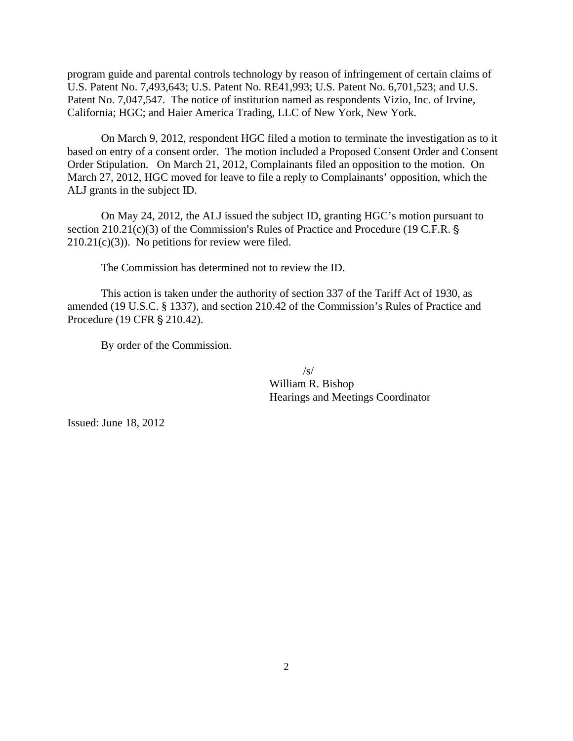program guide and parental controls technology by reason of infringement of certain claims of U.S. Patent No. 7,493,643; U.S. Patent No. RE41,993; U.S. Patent No. 6,701,523; and U.S. Patent No. 7,047,547. The notice of institution named as respondents Vizio, Inc. of Irvine, California; HGC; and Haier America Trading, LLC of New York, New York.

On March 9, 2012, respondent HGC filed a motion to terminate the investigation as to it based on entry of a consent order. The motion included a Proposed Consent Order and Consent Order Stipulation. On March 21, 2012, Complainants filed an opposition to the motion. On March 27, 2012, HGC moved for leave to file a reply to Complainants' opposition, which the ALJ grants in the subject ID.

On May 24, 2012, the ALJ issued the subject ID, granting HGC's motion pursuant to section 210.21(c)(3) of the Commission's Rules of Practice and Procedure (19 C.F.R. § 210.21(c)(3)). No petitions for review were filed.

The Commission has determined not to review the ID.

This action is taken under the authority of section 337 of the Tariff Act of 1930, as amended (19 U.S.C. § 1337), and section 210.42 of the Commission's Rules of Practice and Procedure (19 CFR § 210.42).

By order of the Commission.

/s/
William R. Bishop
Hearings and Meetings Coordinator

Issued: June 18, 2012